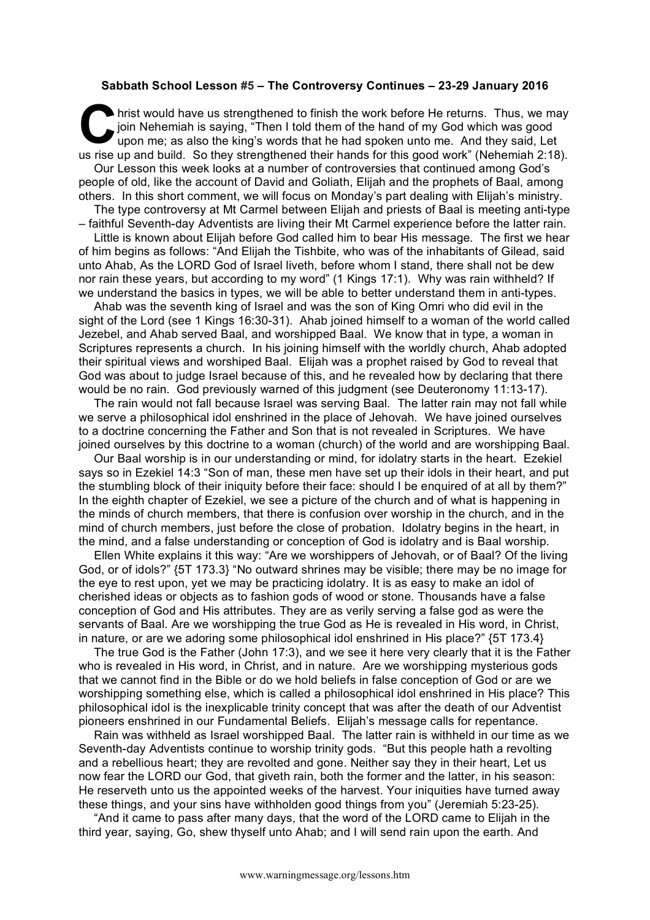**Sabbath School Lesson #5 – The Controversy Continues – 23-29 January 2016**

Christ would have us strengthened to finish the work before He returns. Thus, we may join Nehemiah is saying, "Then I told them of the hand of my God which was good upon me; as also the king's words that he had spoken unto me. And they said, Let us rise up and build. So they strengthened their hands for this good work" (Nehemiah 2:18).

Our Lesson this week looks at a number of controversies that continued among God's people of old, like the account of David and Goliath, Elijah and the prophets of Baal, among others. In this short comment, we will focus on Monday's part dealing with Elijah's ministry.

The type controversy at Mt Carmel between Elijah and priests of Baal is meeting anti-type – faithful Seventh-day Adventists are living their Mt Carmel experience before the latter rain.

Little is known about Elijah before God called him to bear His message. The first we hear of him begins as follows: "And Elijah the Tishbite, who was of the inhabitants of Gilead, said unto Ahab, As the LORD God of Israel liveth, before whom I stand, there shall not be dew nor rain these years, but according to my word" (1 Kings 17:1). Why was rain withheld? If we understand the basics in types, we will be able to better understand them in anti-types.

Ahab was the seventh king of Israel and was the son of King Omri who did evil in the sight of the Lord (see 1 Kings 16:30-31). Ahab joined himself to a woman of the world called Jezebel, and Ahab served Baal, and worshipped Baal. We know that in type, a woman in Scriptures represents a church. In his joining himself with the worldly church, Ahab adopted their spiritual views and worshiped Baal. Elijah was a prophet raised by God to reveal that God was about to judge Israel because of this, and he revealed how by declaring that there would be no rain. God previously warned of this judgment (see Deuteronomy 11:13-17).

The rain would not fall because Israel was serving Baal. The latter rain may not fall while we serve a philosophical idol enshrined in the place of Jehovah. We have joined ourselves to a doctrine concerning the Father and Son that is not revealed in Scriptures. We have joined ourselves by this doctrine to a woman (church) of the world and are worshipping Baal.

Our Baal worship is in our understanding or mind, for idolatry starts in the heart. Ezekiel says so in Ezekiel 14:3 "Son of man, these men have set up their idols in their heart, and put the stumbling block of their iniquity before their face: should I be enquired of at all by them?" In the eighth chapter of Ezekiel, we see a picture of the church and of what is happening in the minds of church members, that there is confusion over worship in the church, and in the mind of church members, just before the close of probation. Idolatry begins in the heart, in the mind, and a false understanding or conception of God is idolatry and is Baal worship.

Ellen White explains it this way: "Are we worshippers of Jehovah, or of Baal? Of the living God, or of idols?" {5T 173.3} "No outward shrines may be visible; there may be no image for the eye to rest upon, yet we may be practicing idolatry. It is as easy to make an idol of cherished ideas or objects as to fashion gods of wood or stone. Thousands have a false conception of God and His attributes. They are as verily serving a false god as were the servants of Baal. Are we worshipping the true God as He is revealed in His word, in Christ, in nature, or are we adoring some philosophical idol enshrined in His place?" {5T 173.4}

The true God is the Father (John 17:3), and we see it here very clearly that it is the Father who is revealed in His word, in Christ, and in nature. Are we worshipping mysterious gods that we cannot find in the Bible or do we hold beliefs in false conception of God or are we worshipping something else, which is called a philosophical idol enshrined in His place? This philosophical idol is the inexplicable trinity concept that was after the death of our Adventist pioneers enshrined in our Fundamental Beliefs. Elijah's message calls for repentance.

Rain was withheld as Israel worshipped Baal. The latter rain is withheld in our time as we Seventh-day Adventists continue to worship trinity gods. "But this people hath a revolting and a rebellious heart; they are revolted and gone. Neither say they in their heart, Let us now fear the LORD our God, that giveth rain, both the former and the latter, in his season: He reserveth unto us the appointed weeks of the harvest. Your iniquities have turned away these things, and your sins have withholden good things from you" (Jeremiah 5:23-25).

"And it came to pass after many days, that the word of the LORD came to Elijah in the third year, saying, Go, shew thyself unto Ahab; and I will send rain upon the earth. And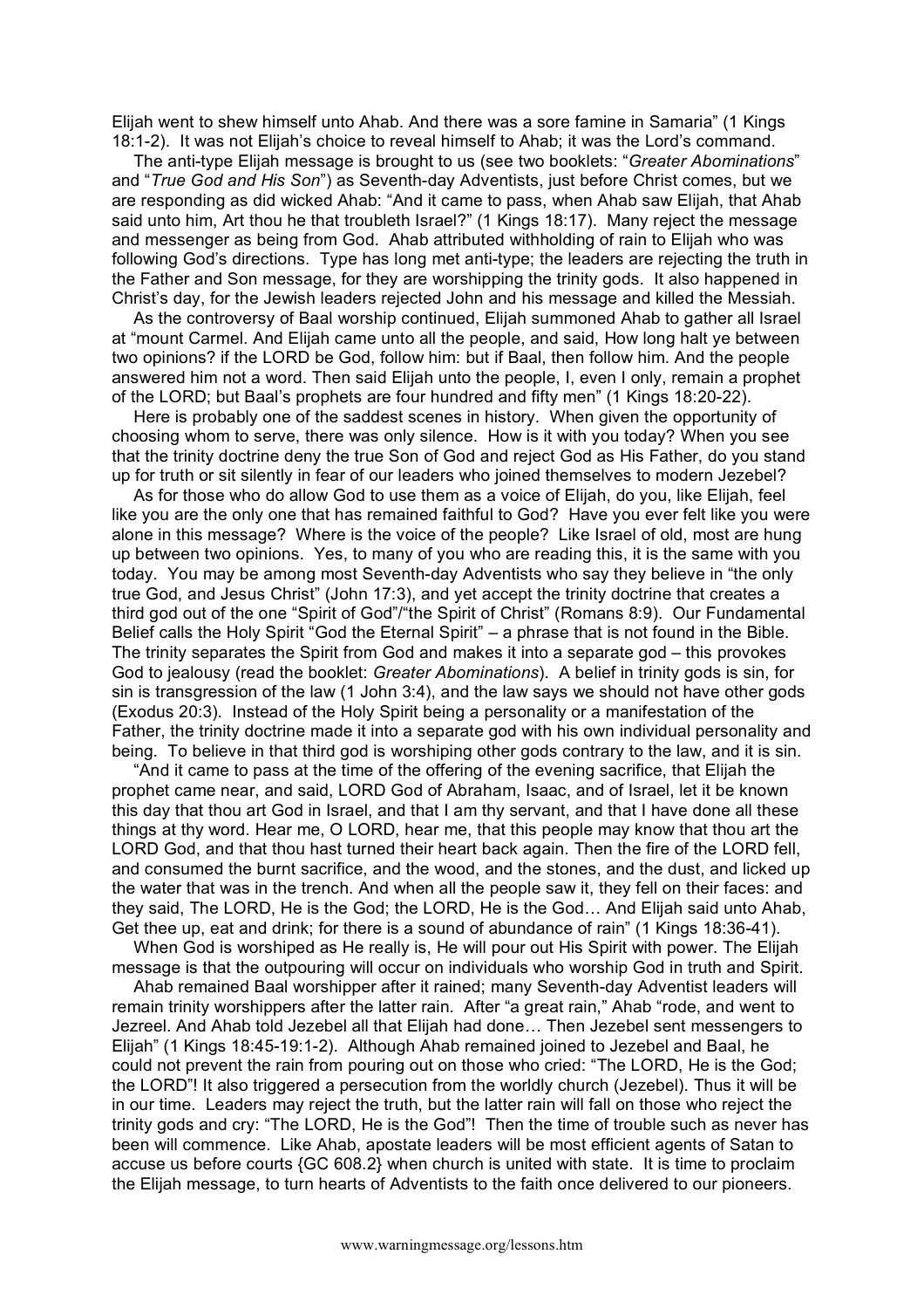Elijah went to shew himself unto Ahab. And there was a sore famine in Samaria" (1 Kings 18:1-2). It was not Elijah's choice to reveal himself to Ahab; it was the Lord's command.

The anti-type Elijah message is brought to us (see two booklets: "*Greater Abominations*" and "*True God and His Son*") as Seventh-day Adventists, just before Christ comes, but we are responding as did wicked Ahab: "And it came to pass, when Ahab saw Elijah, that Ahab said unto him, Art thou he that troubleth Israel?" (1 Kings 18:17). Many reject the message and messenger as being from God. Ahab attributed withholding of rain to Elijah who was following God's directions. Type has long met anti-type; the leaders are rejecting the truth in the Father and Son message, for they are worshipping the trinity gods. It also happened in Christ's day, for the Jewish leaders rejected John and his message and killed the Messiah.

As the controversy of Baal worship continued, Elijah summoned Ahab to gather all Israel at "mount Carmel. And Elijah came unto all the people, and said, How long halt ye between two opinions? if the LORD be God, follow him: but if Baal, then follow him. And the people answered him not a word. Then said Elijah unto the people, I, even I only, remain a prophet of the LORD; but Baal's prophets are four hundred and fifty men" (1 Kings 18:20-22).

Here is probably one of the saddest scenes in history. When given the opportunity of choosing whom to serve, there was only silence. How is it with you today? When you see that the trinity doctrine deny the true Son of God and reject God as His Father, do you stand up for truth or sit silently in fear of our leaders who joined themselves to modern Jezebel?

As for those who do allow God to use them as a voice of Elijah, do you, like Elijah, feel like you are the only one that has remained faithful to God? Have you ever felt like you were alone in this message? Where is the voice of the people? Like Israel of old, most are hung up between two opinions. Yes, to many of you who are reading this, it is the same with you today. You may be among most Seventh-day Adventists who say they believe in "the only true God, and Jesus Christ" (John 17:3), and yet accept the trinity doctrine that creates a third god out of the one "Spirit of God"/"the Spirit of Christ" (Romans 8:9). Our Fundamental Belief calls the Holy Spirit "God the Eternal Spirit" – a phrase that is not found in the Bible. The trinity separates the Spirit from God and makes it into a separate god – this provokes God to jealousy (read the booklet: *Greater Abominations*). A belief in trinity gods is sin, for sin is transgression of the law (1 John 3:4), and the law says we should not have other gods (Exodus 20:3). Instead of the Holy Spirit being a personality or a manifestation of the Father, the trinity doctrine made it into a separate god with his own individual personality and being. To believe in that third god is worshiping other gods contrary to the law, and it is sin.

"And it came to pass at the time of the offering of the evening sacrifice, that Elijah the prophet came near, and said, LORD God of Abraham, Isaac, and of Israel, let it be known this day that thou art God in Israel, and that I am thy servant, and that I have done all these things at thy word. Hear me, O LORD, hear me, that this people may know that thou art the LORD God, and that thou hast turned their heart back again. Then the fire of the LORD fell, and consumed the burnt sacrifice, and the wood, and the stones, and the dust, and licked up the water that was in the trench. And when all the people saw it, they fell on their faces: and they said, The LORD, He is the God; the LORD, He is the God… And Elijah said unto Ahab, Get thee up, eat and drink; for there is a sound of abundance of rain" (1 Kings 18:36-41).

When God is worshiped as He really is, He will pour out His Spirit with power. The Elijah message is that the outpouring will occur on individuals who worship God in truth and Spirit.

Ahab remained Baal worshipper after it rained; many Seventh-day Adventist leaders will remain trinity worshippers after the latter rain. After "a great rain," Ahab "rode, and went to Jezreel. And Ahab told Jezebel all that Elijah had done… Then Jezebel sent messengers to Elijah" (1 Kings 18:45-19:1-2). Although Ahab remained joined to Jezebel and Baal, he could not prevent the rain from pouring out on those who cried: "The LORD, He is the God; the LORD"! It also triggered a persecution from the worldly church (Jezebel). Thus it will be in our time. Leaders may reject the truth, but the latter rain will fall on those who reject the trinity gods and cry: "The LORD, He is the God"! Then the time of trouble such as never has been will commence. Like Ahab, apostate leaders will be most efficient agents of Satan to accuse us before courts {GC 608.2} when church is united with state. It is time to proclaim the Elijah message, to turn hearts of Adventists to the faith once delivered to our pioneers.

www.warningmessage.org/lessons.htm